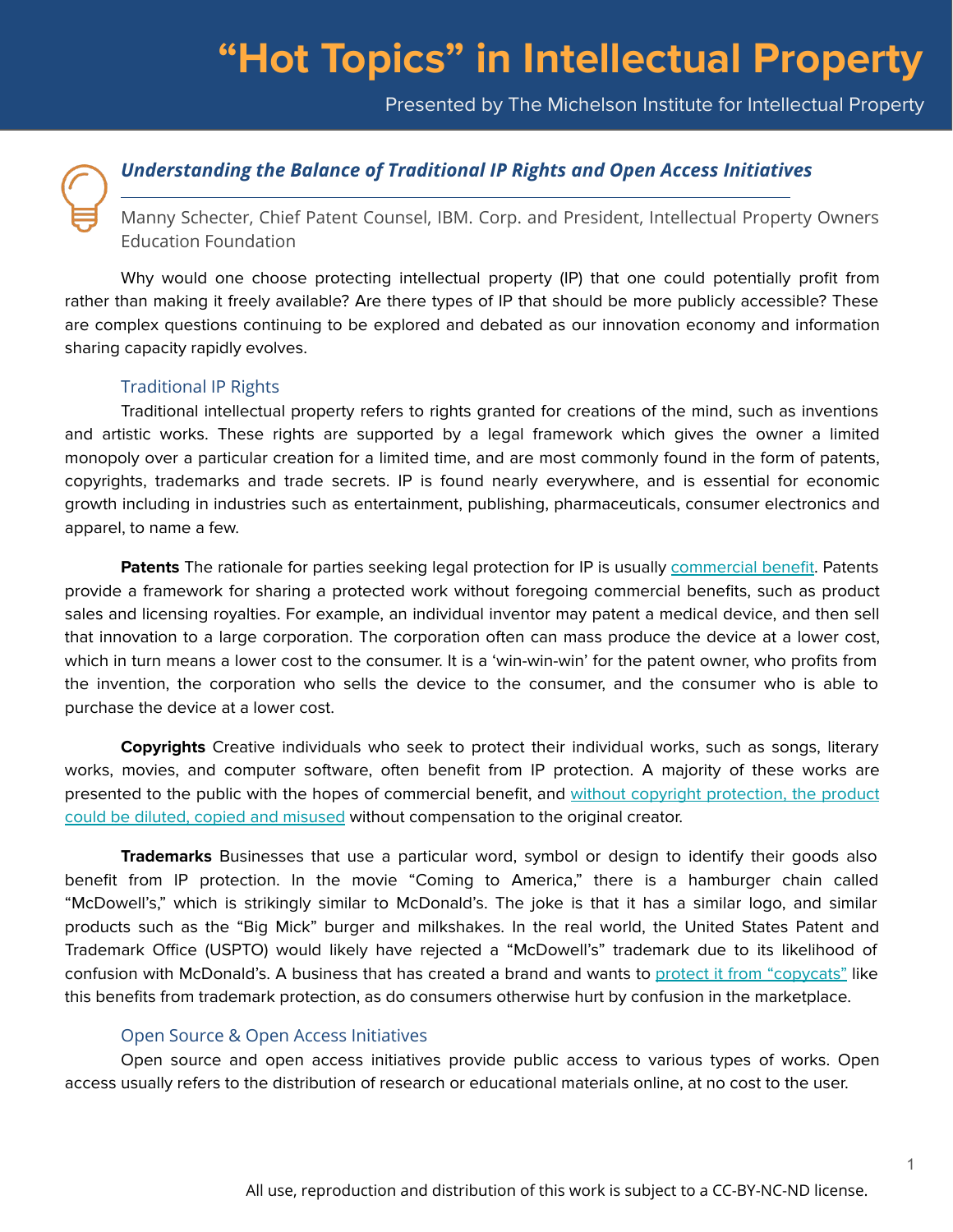# "Hot Topics" in Intellectual Property

Presented by The Michelson Institute for Intellectual Property

## *Understanding the Balance of Traditional IP Rights and Open Access Initiatives*

Manny Schecter, Chief Patent Counsel, IBM. Corp. and President, Intellectual Property Owners Education Foundation

Why would one choose protecting intellectual property (IP) that one could potentially profit from rather than making it freely available? Are there types of IP that should be more publicly accessible? These are complex questions continuing to be explored and debated as our innovation economy and information sharing capacity rapidly evolves.

### Traditional IP Rights

Traditional intellectual property refers to rights granted for creations of the mind, such as inventions and artistic works. These rights are supported by a legal framework which gives the owner a limited monopoly over a particular creation for a limited time, and are most commonly found in the form of patents, copyrights, trademarks and trade secrets. IP is found nearly everywhere, and is essential for economic growth including in industries such as entertainment, publishing, pharmaceuticals, consumer electronics and apparel, to name a few.

**Patents** The rationale for parties seeking legal protection for IP is usually commercial benefit. Patents provide a framework for sharing a protected work without foregoing commercial benefits, such as product sales and licensing royalties. For example, an individual inventor may patent a medical device, and then sell that innovation to a large corporation. The corporation often can mass produce the device at a lower cost, which in turn means a lower cost to the consumer. It is a 'win-win-win' for the patent owner, who profits from the invention, the corporation who sells the device to the consumer, and the consumer who is able to purchase the device at a lower cost.

**Copyrights** Creative individuals who seek to protect their individual works, such as songs, literary works, movies, and computer software, often benefit from IP protection. A majority of these works are presented to the public with the hopes of commercial benefit, and without copyright protection, the product could be diluted, copied and misused without compensation to the original creator.

**Trademarks** Businesses that use a particular word, symbol or design to identify their goods also benefit from IP protection. In the movie "Coming to America," there is a hamburger chain called "McDowell's," which is strikingly similar to McDonald's. The joke is that it has a similar logo, and similar products such as the "Big Mick" burger and milkshakes. In the real world, the United States Patent and Trademark Office (USPTO) would likely have rejected a "McDowell's" trademark due to its likelihood of confusion with McDonald's. A business that has created a brand and wants to protect it from "copycats" like this benefits from trademark protection, as do consumers otherwise hurt by confusion in the marketplace.

### Open Source & Open Access Initiatives

Open source and open access initiatives provide public access to various types of works. Open access usually refers to the distribution of research or educational materials online, at no cost to the user.

All use, reproduction and distribution of this work is subject to a CC-BY-NC-ND license.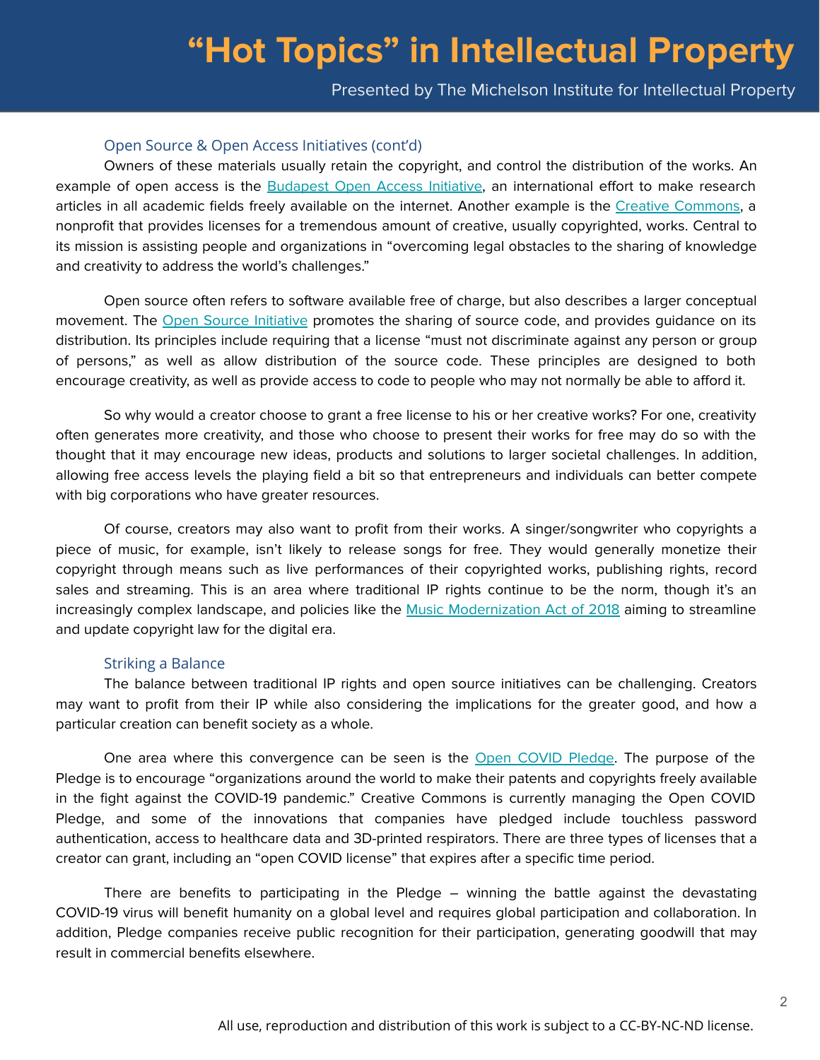### Open Source & Open Access Initiatives (cont'd)

Owners of these materials usually retain the copyright, and control the distribution of the works. An example of open access is the Budapest Open Access Initiative, an international effort to make research articles in all academic fields freely available on the internet. Another example is the Creative Commons, a nonprofit that provides licenses for a tremendous amount of creative, usually copyrighted, works. Central to its mission is assisting people and organizations in "overcoming legal obstacles to the sharing of knowledge and creativity to address the world's challenges."

Open source often refers to software available free of charge, but also describes a larger conceptual movement. The Open Source Initiative promotes the sharing of source code, and provides guidance on its distribution. Its principles include requiring that a license "must not discriminate against any person or group of persons," as well as allow distribution of the source code. These principles are designed to both encourage creativity, as well as provide access to code to people who may not normally be able to afford it.

So why would a creator choose to grant a free license to his or her creative works? For one, creativity often generates more creativity, and those who choose to present their works for free may do so with the thought that it may encourage new ideas, products and solutions to larger societal challenges. In addition, allowing free access levels the playing field a bit so that entrepreneurs and individuals can better compete with big corporations who have greater resources.

Of course, creators may also want to profit from their works. A singer/songwriter who copyrights a piece of music, for example, isn't likely to release songs for free. They would generally monetize their copyright through means such as live performances of their copyrighted works, publishing rights, record sales and streaming. This is an area where traditional IP rights continue to be the norm, though it's an increasingly complex landscape, and policies like the Music Modernization Act of 2018 aiming to streamline and update copyright law for the digital era.

### Striking a Balance

The balance between traditional IP rights and open source initiatives can be challenging. Creators may want to profit from their IP while also considering the implications for the greater good, and how a particular creation can benefit society as a whole.

One area where this convergence can be seen is the Open COVID Pledge. The purpose of the Pledge is to encourage "organizations around the world to make their patents and copyrights freely available in the fight against the COVID-19 pandemic." Creative Commons is currently managing the Open COVID Pledge, and some of the innovations that companies have pledged include touchless password authentication, access to healthcare data and 3D-printed respirators. There are three types of licenses that a creator can grant, including an "open COVID license" that expires after a specific time period.

There are benefits to participating in the Pledge – winning the battle against the devastating COVID-19 virus will benefit humanity on a global level and requires global participation and collaboration. In addition, Pledge companies receive public recognition for their participation, generating goodwill that may result in commercial benefits elsewhere.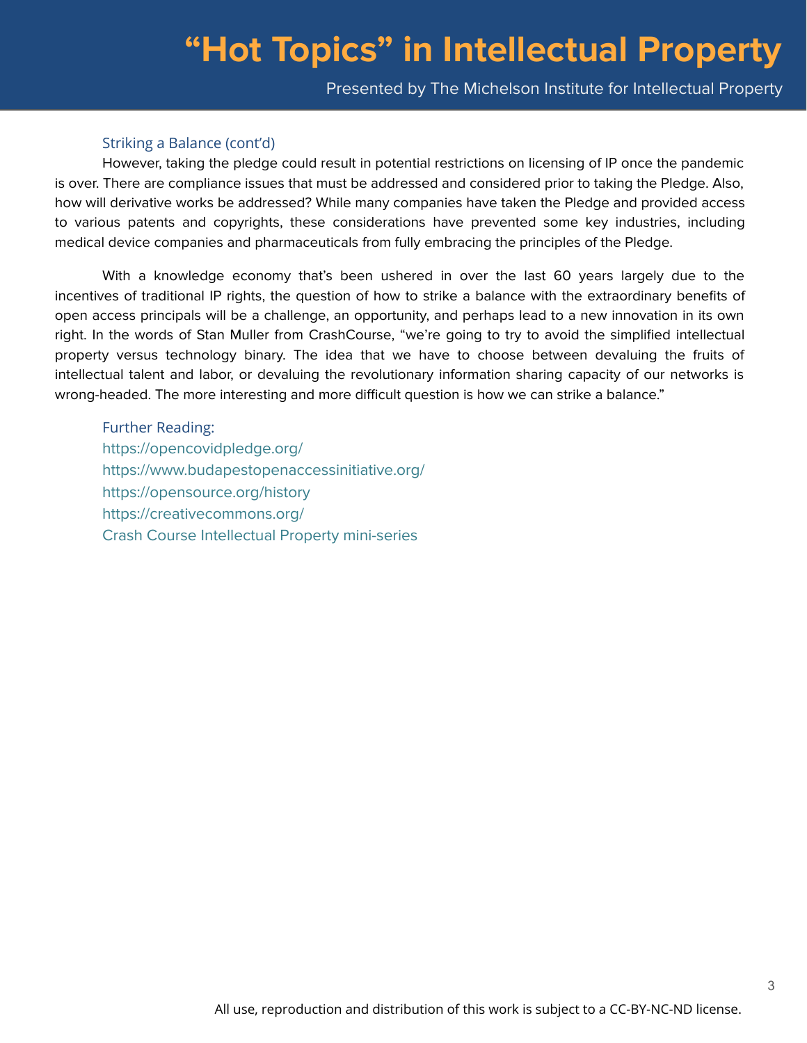### Striking a Balance (cont'd)

However, taking the pledge could result in potential restrictions on licensing of IP once the pandemic is over. There are compliance issues that must be addressed and considered prior to taking the Pledge. Also, how will derivative works be addressed? While many companies have taken the Pledge and provided access to various patents and copyrights, these considerations have prevented some key industries, including medical device companies and pharmaceuticals from fully embracing the principles of the Pledge.

With a knowledge economy that's been ushered in over the last 60 years largely due to the incentives of traditional IP rights, the question of how to strike a balance with the extraordinary benefits of open access principals will be a challenge, an opportunity, and perhaps lead to a new innovation in its own right. In the words of Stan Muller from CrashCourse, "we're going to try to avoid the simplified intellectual property versus technology binary. The idea that we have to choose between devaluing the fruits of intellectual talent and labor, or devaluing the revolutionary information sharing capacity of our networks is wrong-headed. The more interesting and more difficult question is how we can strike a balance."

### Further Reading:

https://opencovidpledge.org/
https://www.budapestopenaccessinitiative.org/
https://opensource.org/history
https://creativecommons.org/
Crash Course Intellectual Property mini-series

All use, reproduction and distribution of this work is subject to a CC-BY-NC-ND license.